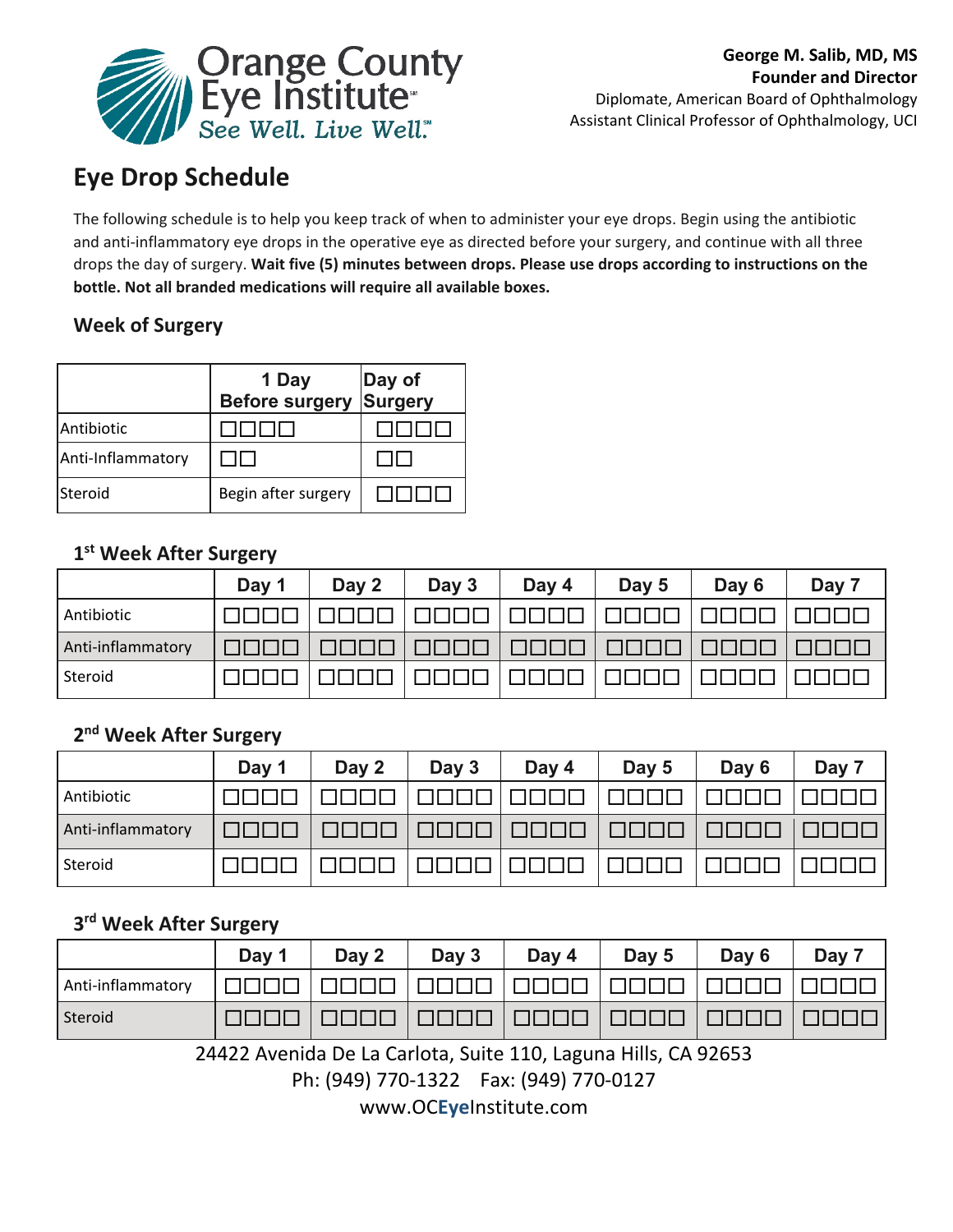Orange County Eye Institute

*See Well. Live Well.*

**George M. Salib, MD, MS**
**Founder and Director**
Diplomate, American Board of Ophthalmology
Assistant Clinical Professor of Ophthalmology, UCI

# Eye Drop Schedule

The following schedule is to help you keep track of when to administer your eye drops. Begin using the antibiotic and anti-inflammatory eye drops in the operative eye as directed before your surgery, and continue with all three drops the day of surgery. **Wait five (5) minutes between drops. Please use drops according to instructions on the bottle. Not all branded medications will require all available boxes.**

## Week of Surgery

| | 1 Day Before surgery | Day of Surgery |
|---|---|---|
| Antibiotic | ☐☐☐☐ | ☐☐☐☐ |
| Anti-Inflammatory | ☐☐ | ☐☐ |
| Steroid | Begin after surgery | ☐☐☐☐ |

## 1st Week After Surgery

| | Day 1 | Day 2 | Day 3 | Day 4 | Day 5 | Day 6 | Day 7 |
|---|---|---|---|---|---|---|---|
| Antibiotic | ☐☐☐☐ | ☐☐☐☐ | ☐☐☐☐ | ☐☐☐☐ | ☐☐☐☐ | ☐☐☐☐ | ☐☐☐☐ |
| Anti-inflammatory | ☐☐☐☐ | ☐☐☐☐ | ☐☐☐☐ | ☐☐☐☐ | ☐☐☐☐ | ☐☐☐☐ | ☐☐☐☐ |
| Steroid | ☐☐☐☐ | ☐☐☐☐ | ☐☐☐☐ | ☐☐☐☐ | ☐☐☐☐ | ☐☐☐☐ | ☐☐☐☐ |

## 2nd Week After Surgery

| | Day 1 | Day 2 | Day 3 | Day 4 | Day 5 | Day 6 | Day 7 |
|---|---|---|---|---|---|---|---|
| Antibiotic | ☐☐☐☐ | ☐☐☐☐ | ☐☐☐☐ | ☐☐☐☐ | ☐☐☐☐ | ☐☐☐☐ | ☐☐☐☐ |
| Anti-inflammatory | ☐☐☐☐ | ☐☐☐☐ | ☐☐☐☐ | ☐☐☐☐ | ☐☐☐☐ | ☐☐☐☐ | ☐☐☐☐ |
| Steroid | ☐☐☐☐ | ☐☐☐☐ | ☐☐☐☐ | ☐☐☐☐ | ☐☐☐☐ | ☐☐☐☐ | ☐☐☐☐ |

## 3rd Week After Surgery

| | Day 1 | Day 2 | Day 3 | Day 4 | Day 5 | Day 6 | Day 7 |
|---|---|---|---|---|---|---|---|
| Anti-inflammatory | ☐☐☐☐ | ☐☐☐☐ | ☐☐☐☐ | ☐☐☐☐ | ☐☐☐☐ | ☐☐☐☐ | ☐☐☐☐ |
| Steroid | ☐☐☐☐ | ☐☐☐☐ | ☐☐☐☐ | ☐☐☐☐ | ☐☐☐☐ | ☐☐☐☐ | ☐☐☐☐ |

24422 Avenida De La Carlota, Suite 110, Laguna Hills, CA 92653
Ph: (949) 770-1322 Fax: (949) 770-0127
www.OCEyeInstitute.com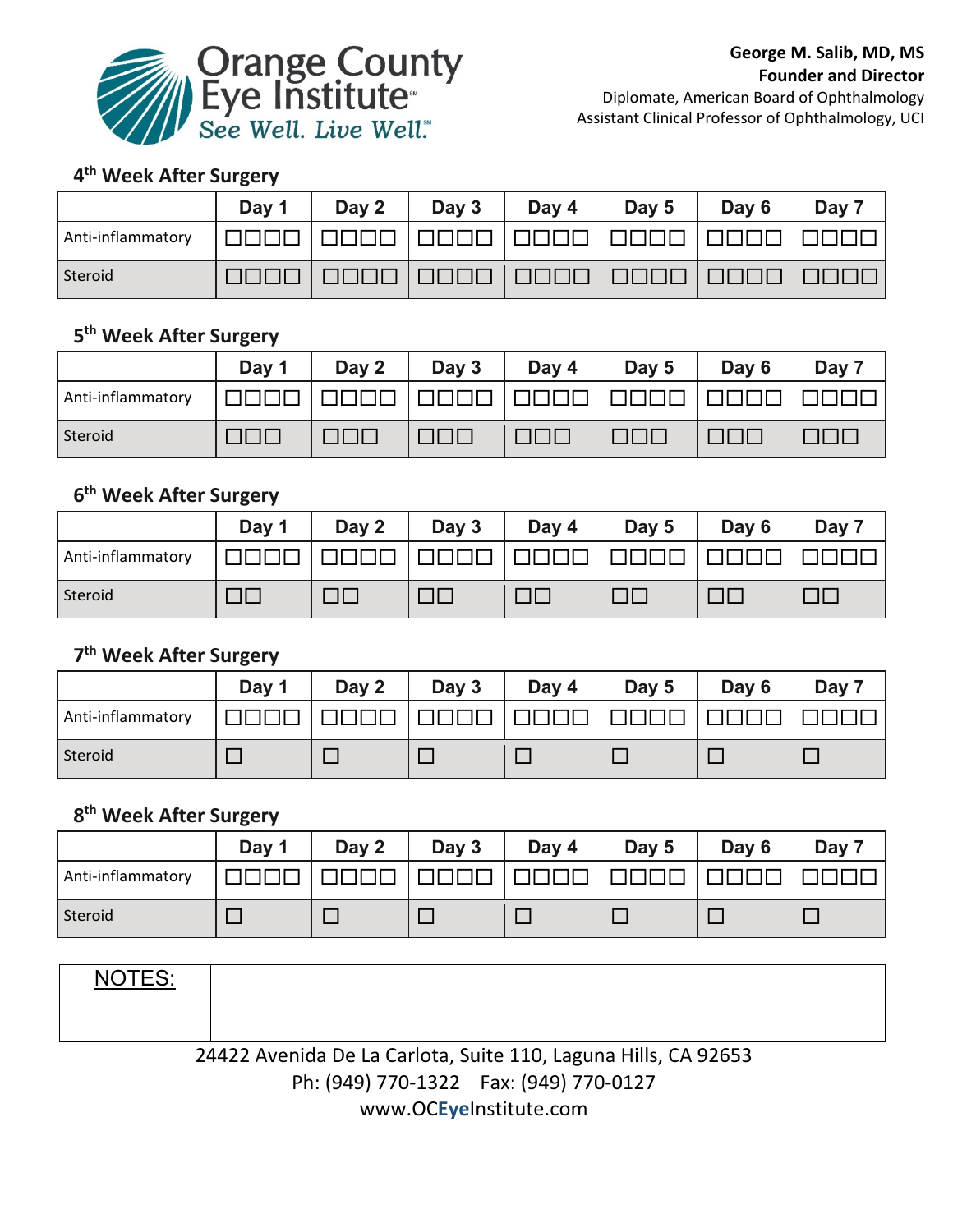**Orange County Eye Institute**
*See Well. Live Well.*

**George M. Salib, MD, MS**
**Founder and Director**
Diplomate, American Board of Ophthalmology
Assistant Clinical Professor of Ophthalmology, UCI

## 4th Week After Surgery

| | Day 1 | Day 2 | Day 3 | Day 4 | Day 5 | Day 6 | Day 7 |
|---|---|---|---|---|---|---|---|
| Anti-inflammatory | ☐☐☐☐ | ☐☐☐☐ | ☐☐☐☐ | ☐☐☐☐ | ☐☐☐☐ | ☐☐☐☐ | ☐☐☐☐ |
| Steroid | ☐☐☐☐ | ☐☐☐☐ | ☐☐☐☐ | ☐☐☐☐ | ☐☐☐☐ | ☐☐☐☐ | ☐☐☐☐ |

## 5th Week After Surgery

| | Day 1 | Day 2 | Day 3 | Day 4 | Day 5 | Day 6 | Day 7 |
|---|---|---|---|---|---|---|---|
| Anti-inflammatory | ☐☐☐☐ | ☐☐☐☐ | ☐☐☐☐ | ☐☐☐☐ | ☐☐☐☐ | ☐☐☐☐ | ☐☐☐☐ |
| Steroid | ☐☐☐ | ☐☐☐ | ☐☐☐ | ☐☐☐ | ☐☐☐ | ☐☐☐ | ☐☐☐ |

## 6th Week After Surgery

| | Day 1 | Day 2 | Day 3 | Day 4 | Day 5 | Day 6 | Day 7 |
|---|---|---|---|---|---|---|---|
| Anti-inflammatory | ☐☐☐☐ | ☐☐☐☐ | ☐☐☐☐ | ☐☐☐☐ | ☐☐☐☐ | ☐☐☐☐ | ☐☐☐☐ |
| Steroid | ☐☐ | ☐☐ | ☐☐ | ☐☐ | ☐☐ | ☐☐ | ☐☐ |

## 7th Week After Surgery

| | Day 1 | Day 2 | Day 3 | Day 4 | Day 5 | Day 6 | Day 7 |
|---|---|---|---|---|---|---|---|
| Anti-inflammatory | ☐☐☐☐ | ☐☐☐☐ | ☐☐☐☐ | ☐☐☐☐ | ☐☐☐☐ | ☐☐☐☐ | ☐☐☐☐ |
| Steroid | ☐ | ☐ | ☐ | ☐ | ☐ | ☐ | ☐ |

## 8th Week After Surgery

| | Day 1 | Day 2 | Day 3 | Day 4 | Day 5 | Day 6 | Day 7 |
|---|---|---|---|---|---|---|---|
| Anti-inflammatory | ☐☐☐☐ | ☐☐☐☐ | ☐☐☐☐ | ☐☐☐☐ | ☐☐☐☐ | ☐☐☐☐ | ☐☐☐☐ |
| Steroid | ☐ | ☐ | ☐ | ☐ | ☐ | ☐ | ☐ |

| NOTES: | |
|---|---|
| | |

24422 Avenida De La Carlota, Suite 110, Laguna Hills, CA 92653
Ph: (949) 770-1322 Fax: (949) 770-0127
www.OCEyeInstitute.com